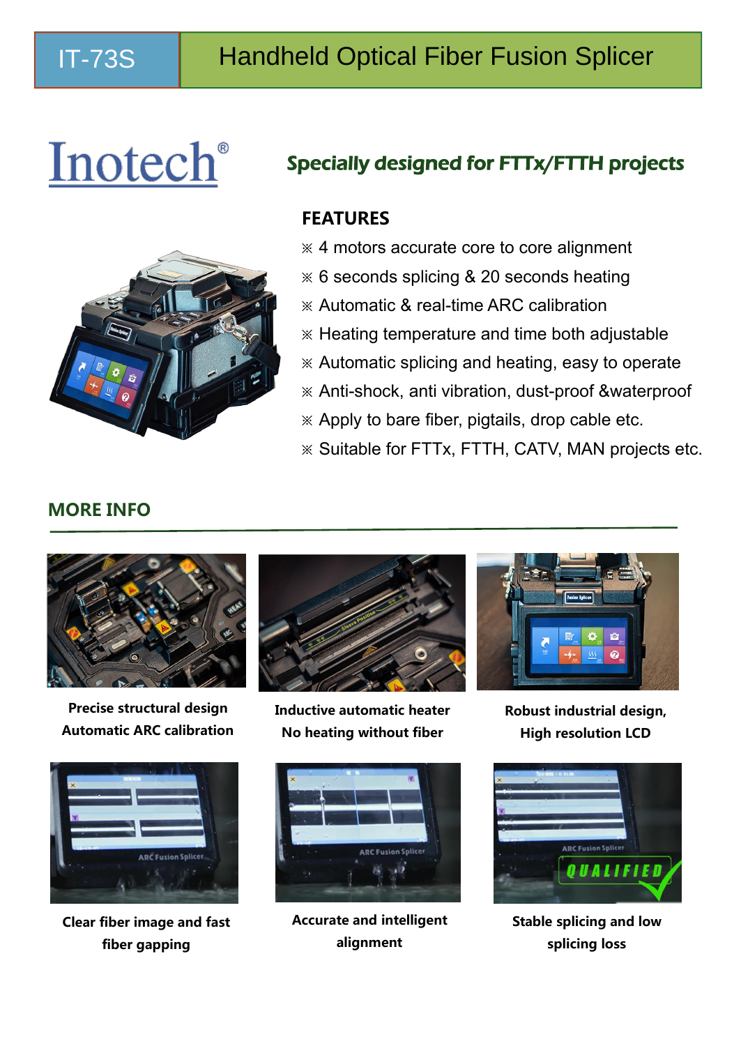# IT-73S Handheld Optical Fiber Fusion Splicer

Inotech®

**Specially designed for FTTx/FTTH projects**

## FEATURES

※ 4 motors accurate core to core alignment
※ 6 seconds splicing & 20 seconds heating
※ Automatic & real-time ARC calibration
※ Heating temperature and time both adjustable
※ Automatic splicing and heating, easy to operate
※ Anti-shock, anti vibration, dust-proof &waterproof
※ Apply to bare fiber, pigtails, drop cable etc.
※ Suitable for FTTx, FTTH, CATV, MAN projects etc.

## MORE INFO

**Precise structural design**
**Automatic ARC calibration**

**Inductive automatic heater**
**No heating without fiber**

**Robust industrial design,**
**High resolution LCD**

**Clear fiber image and fast fiber gapping**

**Accurate and intelligent alignment**

**Stable splicing and low splicing loss**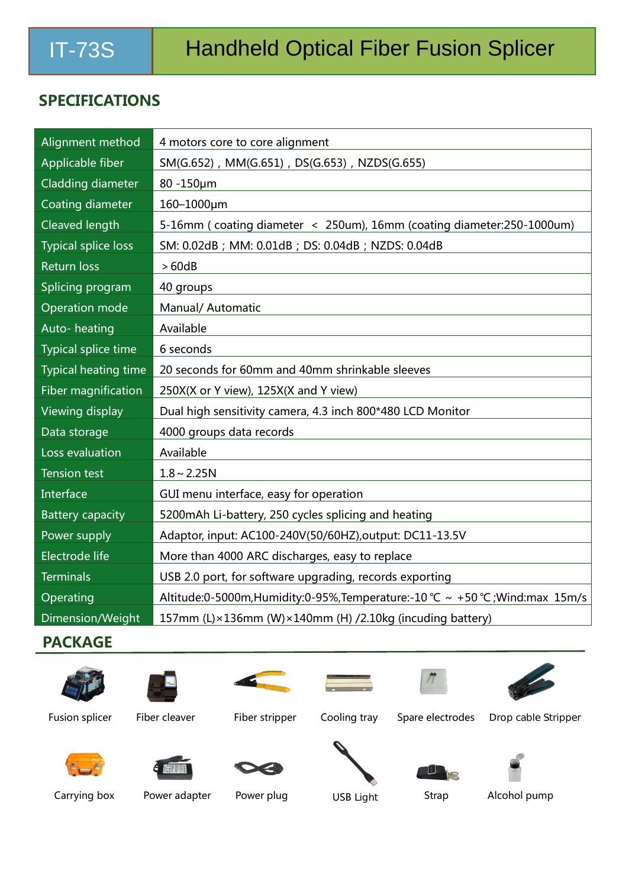# IT-73S Handheld Optical Fiber Fusion Splicer

## SPECIFICATIONS

| | |
|---|---|
| Alignment method | 4 motors core to core alignment |
| Applicable fiber | SM(G.652)，MM(G.651)，DS(G.653)，NZDS(G.655) |
| Cladding diameter | 80 -150μm |
| Coating diameter | 160–1000μm |
| Cleaved length | 5-16mm ( coating diameter ＜ 250um), 16mm (coating diameter:250-1000um) |
| Typical splice loss | SM: 0.02dB；MM: 0.01dB；DS: 0.04dB；NZDS: 0.04dB |
| Return loss | ＞60dB |
| Splicing program | 40 groups |
| Operation mode | Manual/ Automatic |
| Auto- heating | Available |
| Typical splice time | 6 seconds |
| Typical heating time | 20 seconds for 60mm and 40mm shrinkable sleeves |
| Fiber magnification | 250X(X or Y view), 125X(X and Y view) |
| Viewing display | Dual high sensitivity camera, 4.3 inch 800*480 LCD Monitor |
| Data storage | 4000 groups data records |
| Loss evaluation | Available |
| Tension test | 1.8～2.25N |
| Interface | GUI menu interface, easy for operation |
| Battery capacity | 5200mAh Li-battery, 250 cycles splicing and heating |
| Power supply | Adaptor, input: AC100-240V(50/60HZ),output: DC11-13.5V |
| Electrode life | More than 4000 ARC discharges, easy to replace |
| Terminals | USB 2.0 port, for software upgrading, records exporting |
| Operating | Altitude:0-5000m,Humidity:0-95%,Temperature:-10 ℃ ～ +50 ℃;Wind:max 15m/s |
| Dimension/Weight | 157mm (L)×136mm (W)×140mm (H) /2.10kg (incuding battery) |

## PACKAGE

Fusion splicer

Fiber cleaver

Fiber stripper

Cooling tray

Spare electrodes

Drop cable Stripper

Carrying box

Power adapter

Power plug

USB Light

Strap

Alcohol pump